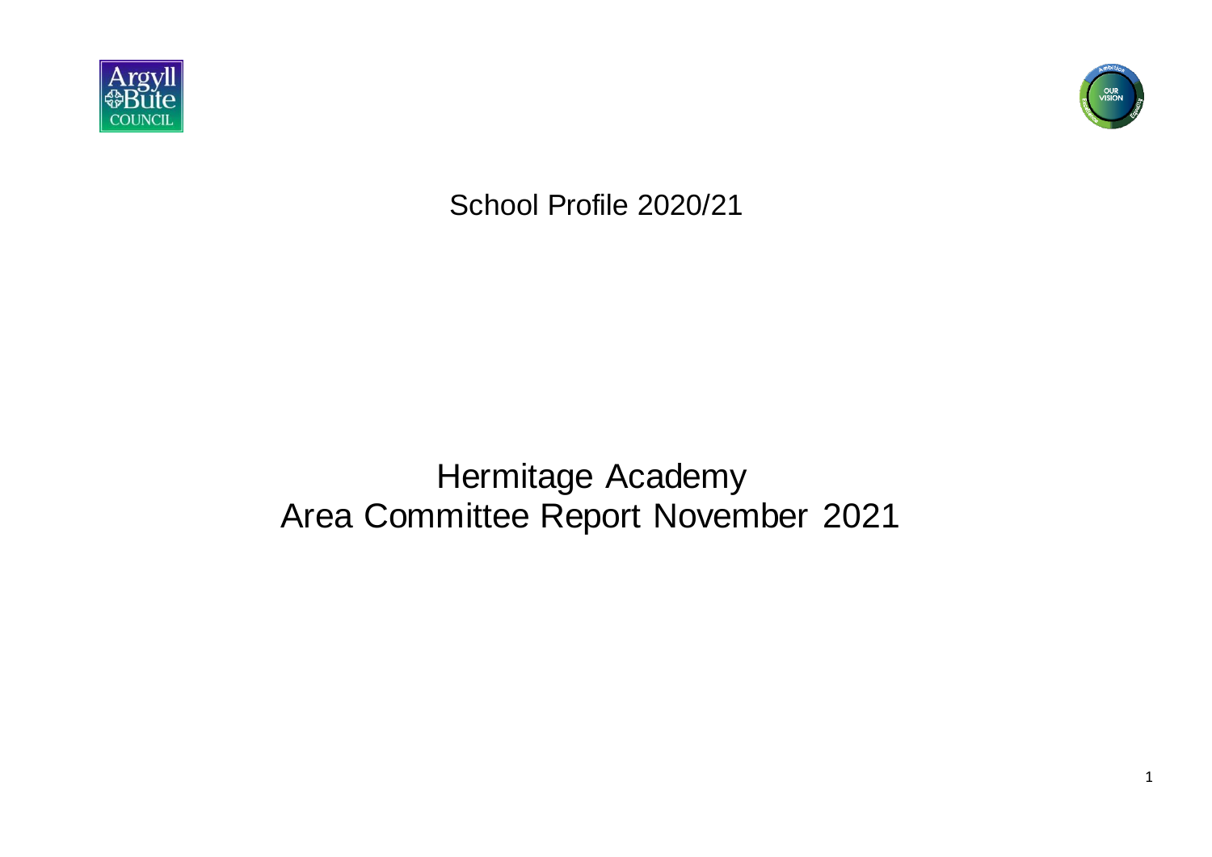School Profile 2020/21

# Hermitage Academy

# Area Committee Report November 2021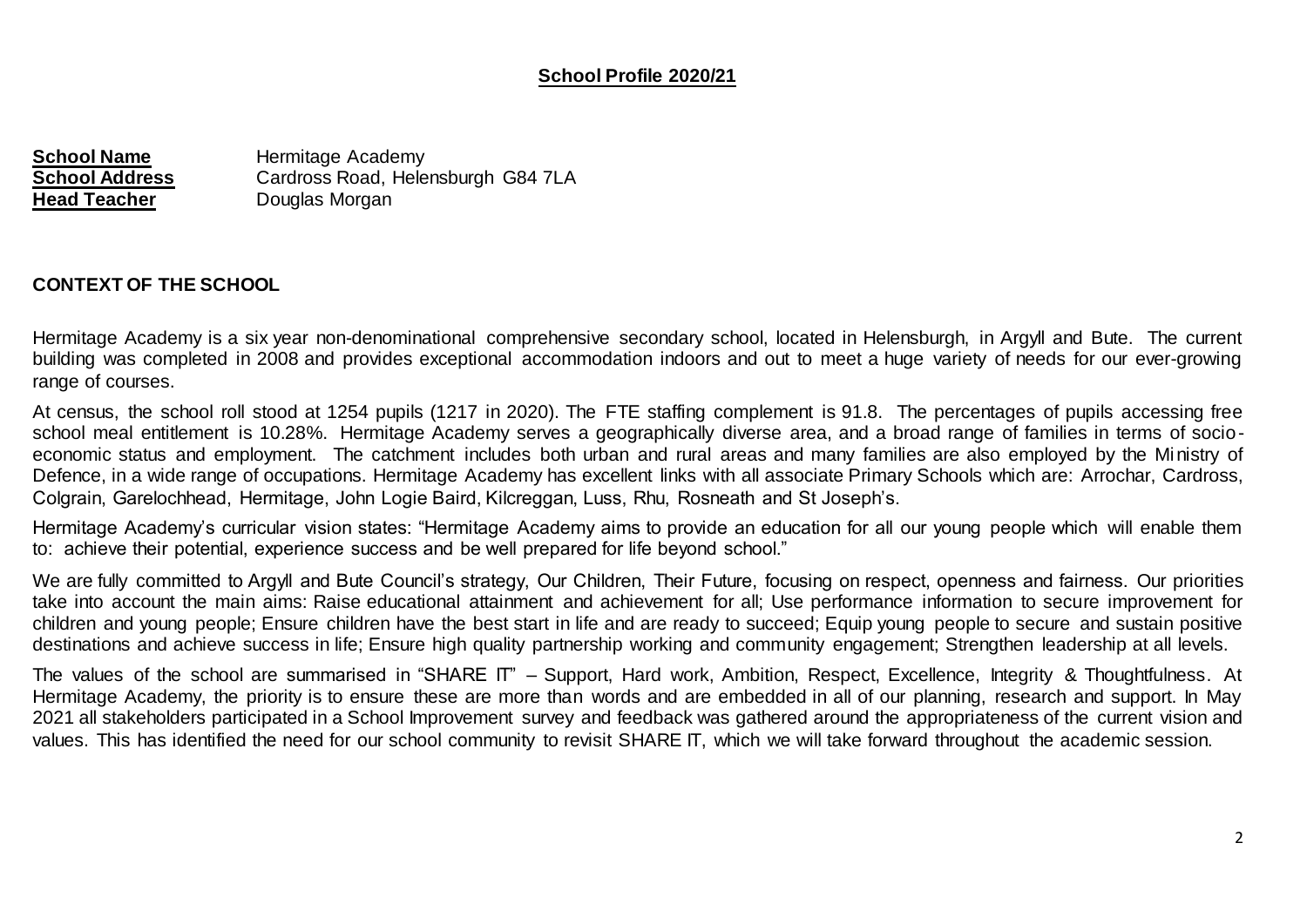## School Profile 2020/21

**School Name** Hermitage Academy
**School Address** Cardross Road, Helensburgh G84 7LA
**Head Teacher** Douglas Morgan

### CONTEXT OF THE SCHOOL

Hermitage Academy is a six year non-denominational comprehensive secondary school, located in Helensburgh, in Argyll and Bute. The current building was completed in 2008 and provides exceptional accommodation indoors and out to meet a huge variety of needs for our ever-growing range of courses.

At census, the school roll stood at 1254 pupils (1217 in 2020). The FTE staffing complement is 91.8. The percentages of pupils accessing free school meal entitlement is 10.28%. Hermitage Academy serves a geographically diverse area, and a broad range of families in terms of socio-economic status and employment. The catchment includes both urban and rural areas and many families are also employed by the Ministry of Defence, in a wide range of occupations. Hermitage Academy has excellent links with all associate Primary Schools which are: Arrochar, Cardross, Colgrain, Garelochhead, Hermitage, John Logie Baird, Kilcreggan, Luss, Rhu, Rosneath and St Joseph's.

Hermitage Academy's curricular vision states: "Hermitage Academy aims to provide an education for all our young people which will enable them to: achieve their potential, experience success and be well prepared for life beyond school."

We are fully committed to Argyll and Bute Council's strategy, Our Children, Their Future, focusing on respect, openness and fairness. Our priorities take into account the main aims: Raise educational attainment and achievement for all; Use performance information to secure improvement for children and young people; Ensure children have the best start in life and are ready to succeed; Equip young people to secure and sustain positive destinations and achieve success in life; Ensure high quality partnership working and community engagement; Strengthen leadership at all levels.

The values of the school are summarised in "SHARE IT" – Support, Hard work, Ambition, Respect, Excellence, Integrity & Thoughtfulness. At Hermitage Academy, the priority is to ensure these are more than words and are embedded in all of our planning, research and support. In May 2021 all stakeholders participated in a School Improvement survey and feedback was gathered around the appropriateness of the current vision and values. This has identified the need for our school community to revisit SHARE IT, which we will take forward throughout the academic session.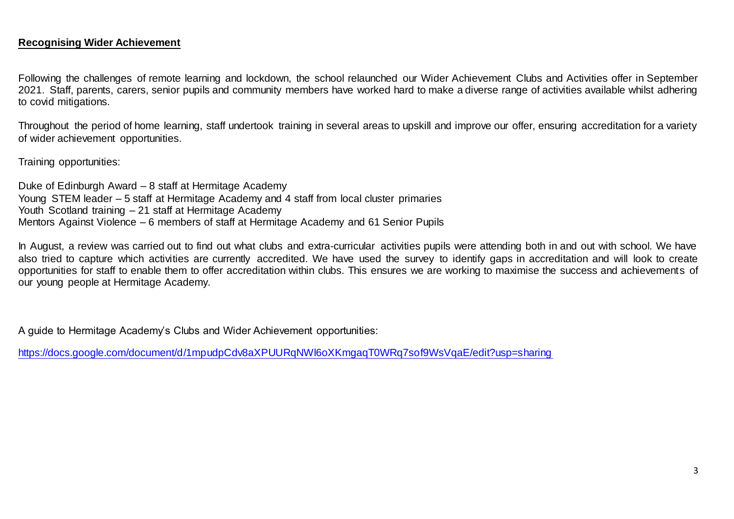## **Recognising Wider Achievement**

Following the challenges of remote learning and lockdown, the school relaunched our Wider Achievement Clubs and Activities offer in September 2021. Staff, parents, carers, senior pupils and community members have worked hard to make a diverse range of activities available whilst adhering to covid mitigations.

Throughout the period of home learning, staff undertook training in several areas to upskill and improve our offer, ensuring accreditation for a variety of wider achievement opportunities.

Training opportunities:

Duke of Edinburgh Award – 8 staff at Hermitage Academy
Young STEM leader – 5 staff at Hermitage Academy and 4 staff from local cluster primaries
Youth Scotland training – 21 staff at Hermitage Academy
Mentors Against Violence – 6 members of staff at Hermitage Academy and 61 Senior Pupils

In August, a review was carried out to find out what clubs and extra-curricular activities pupils were attending both in and out with school. We have also tried to capture which activities are currently accredited. We have used the survey to identify gaps in accreditation and will look to create opportunities for staff to enable them to offer accreditation within clubs. This ensures we are working to maximise the success and achievements of our young people at Hermitage Academy.

A guide to Hermitage Academy's Clubs and Wider Achievement opportunities:

https://docs.google.com/document/d/1mpudpCdv8aXPUURqNWl6oXKmgaqT0WRq7sof9WsVqaE/edit?usp=sharing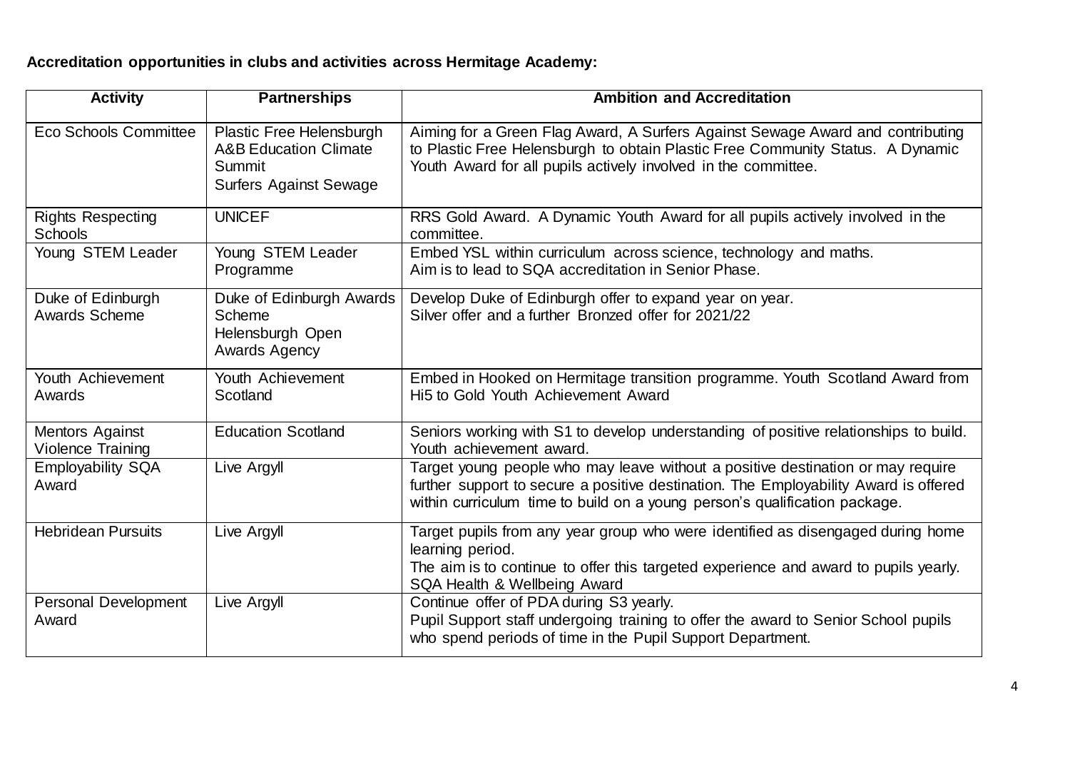**Accreditation opportunities in clubs and activities across Hermitage Academy:**

| Activity | Partnerships | Ambition and Accreditation |
|---|---|---|
| Eco Schools Committee | Plastic Free Helensburgh<br>A&B Education Climate Summit<br>Surfers Against Sewage | Aiming for a Green Flag Award, A Surfers Against Sewage Award and contributing to Plastic Free Helensburgh to obtain Plastic Free Community Status. A Dynamic Youth Award for all pupils actively involved in the committee. |
| Rights Respecting Schools | UNICEF | RRS Gold Award. A Dynamic Youth Award for all pupils actively involved in the committee. |
| Young STEM Leader | Young STEM Leader Programme | Embed YSL within curriculum across science, technology and maths.<br>Aim is to lead to SQA accreditation in Senior Phase. |
| Duke of Edinburgh Awards Scheme | Duke of Edinburgh Awards Scheme<br>Helensburgh Open Awards Agency | Develop Duke of Edinburgh offer to expand year on year.<br>Silver offer and a further Bronzed offer for 2021/22 |
| Youth Achievement Awards | Youth Achievement Scotland | Embed in Hooked on Hermitage transition programme. Youth Scotland Award from Hi5 to Gold Youth Achievement Award |
| Mentors Against Violence Training | Education Scotland | Seniors working with S1 to develop understanding of positive relationships to build. Youth achievement award. |
| Employability SQA Award | Live Argyll | Target young people who may leave without a positive destination or may require further support to secure a positive destination. The Employability Award is offered within curriculum time to build on a young person's qualification package. |
| Hebridean Pursuits | Live Argyll | Target pupils from any year group who were identified as disengaged during home learning period.<br>The aim is to continue to offer this targeted experience and award to pupils yearly.<br>SQA Health & Wellbeing Award |
| Personal Development Award | Live Argyll | Continue offer of PDA during S3 yearly.<br>Pupil Support staff undergoing training to offer the award to Senior School pupils who spend periods of time in the Pupil Support Department. |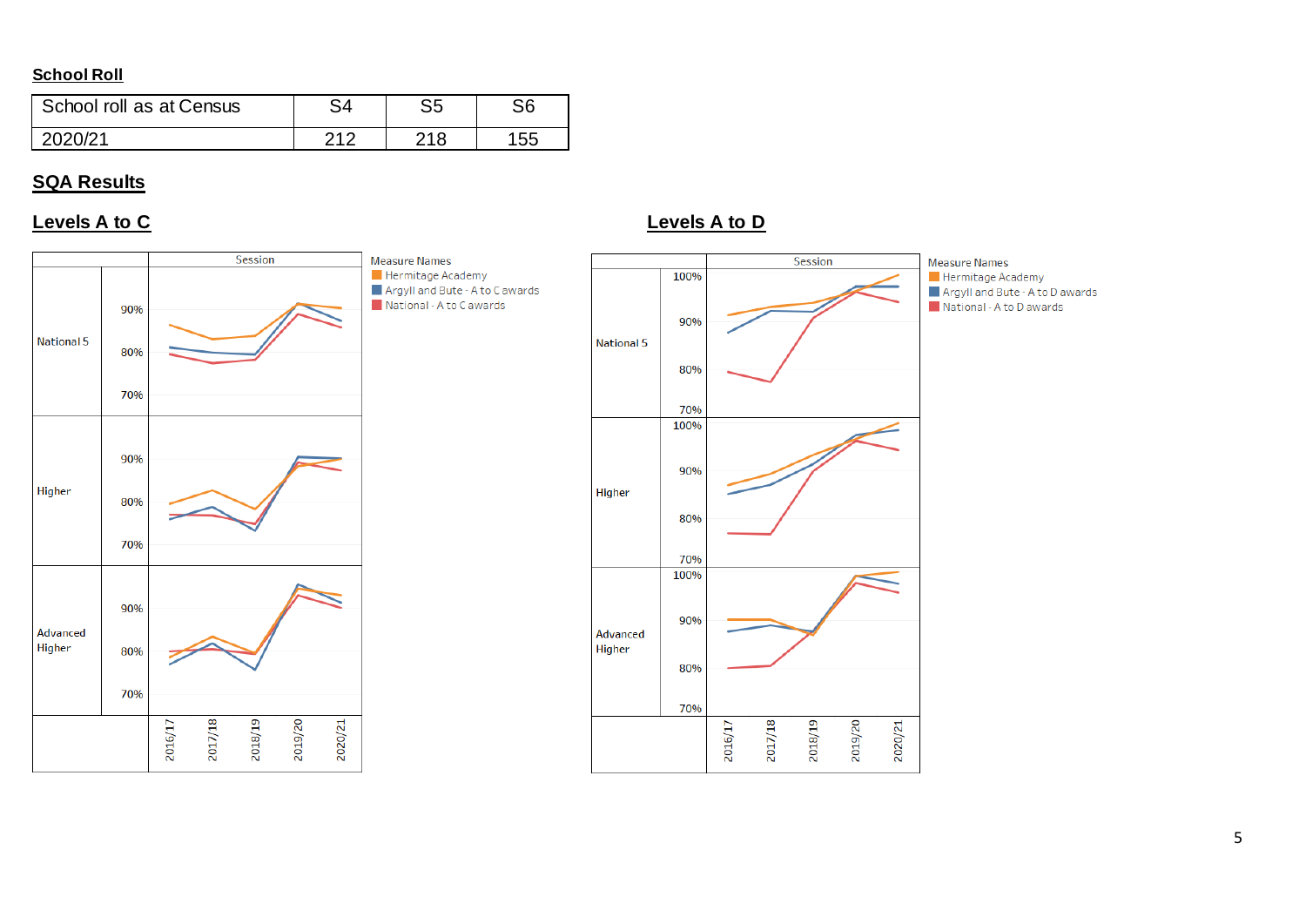**School Roll**

| School roll as at Census | S4 | S5 | S6 |
|---|---|---|---|
| 2020/21 | 212 | 218 | 155 |

## SQA Results

### Levels A to C

Session

Measure Names
- Hermitage Academy
- Argyll and Bute - A to C awards
- National - A to C awards

National 5 — 90% 80% 70%

Higher — 90% 80% 70%

Advanced Higher — 90% 80% 70%

2016/17 2017/18 2018/19 2019/20 2020/21

### Levels A to D

Session

Measure Names
- Hermitage Academy
- Argyll and Bute - A to D awards
- National - A to D awards

National 5 — 100% 90% 80% 70%

Higher — 100% 90% 80% 70%

Advanced Higher — 100% 90% 80% 70%

2016/17 2017/18 2018/19 2019/20 2020/21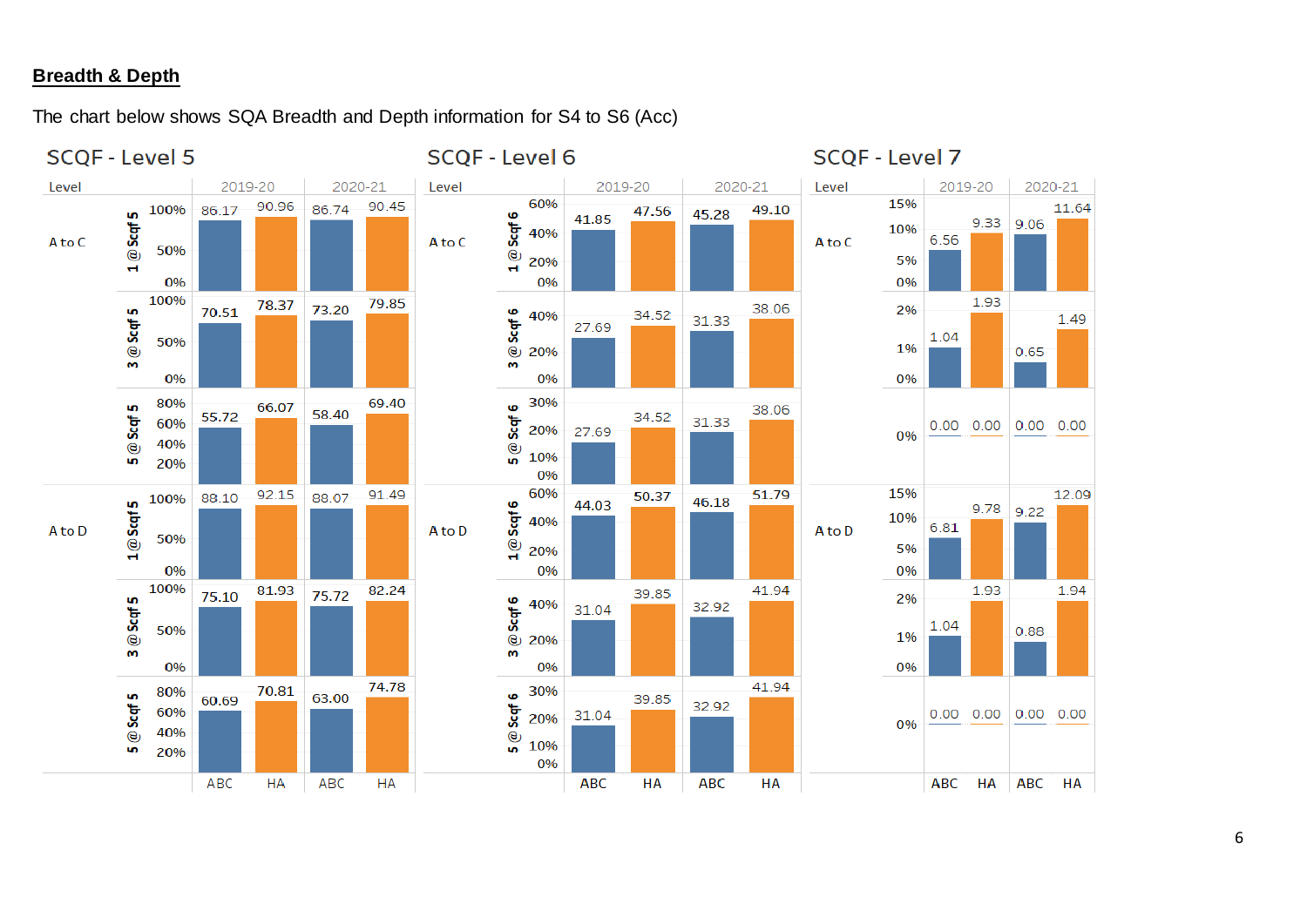## **Breadth & Depth**

The chart below shows SQA Breadth and Depth information for S4 to S6 (Acc)

### SCQF - Level 5

| Level | | 2019-20 ABC | 2019-20 HA | 2020-21 ABC | 2020-21 HA |
|---|---|---|---|---|---|
| A to C | 1 @ Scqf 5 | 86.17 | 90.96 | 86.74 | 90.45 |
| | 3 @ Scqf 5 | 70.51 | 78.37 | 73.20 | 79.85 |
| | 5 @ Scqf 5 | 55.72 | 66.07 | 58.40 | 69.40 |
| A to D | 1@ Scqf 5 | 88.10 | 92.15 | 88.07 | 91.49 |
| | 3 @ Scqf 5 | 75.10 | 81.93 | 75.72 | 82.24 |
| | 5 @ Scqf 5 | 60.69 | 70.81 | 63.00 | 74.78 |

### SCQF - Level 6

| Level | | 2019-20 ABC | 2019-20 HA | 2020-21 ABC | 2020-21 HA |
|---|---|---|---|---|---|
| A to C | 1 @ Scqf 6 | 41.85 | 47.56 | 45.28 | 49.10 |
| | 3 @ Scqf 6 | 27.69 | 34.52 | 31.33 | 38.06 |
| | 5 @ Scqf 6 | 27.69 | 34.52 | 31.33 | 38.06 |
| A to D | 1@ Scqf 6 | 44.03 | 50.37 | 46.18 | 51.79 |
| | 3 @ Scqf 6 | 31.04 | 39.85 | 32.92 | 41.94 |
| | 5 @ Scqf 6 | 31.04 | 39.85 | 32.92 | 41.94 |

### SCQF - Level 7

| Level | | 2019-20 ABC | 2019-20 HA | 2020-21 ABC | 2020-21 HA |
|---|---|---|---|---|---|
| A to C | | 6.56 | 9.33 | 9.06 | 11.64 |
| | | 1.04 | 1.93 | 0.65 | 1.49 |
| | | 0.00 | 0.00 | 0.00 | 0.00 |
| A to D | | 6.81 | 9.78 | 9.22 | 12.09 |
| | | 1.04 | 1.93 | 0.88 | 1.94 |
| | | 0.00 | 0.00 | 0.00 | 0.00 |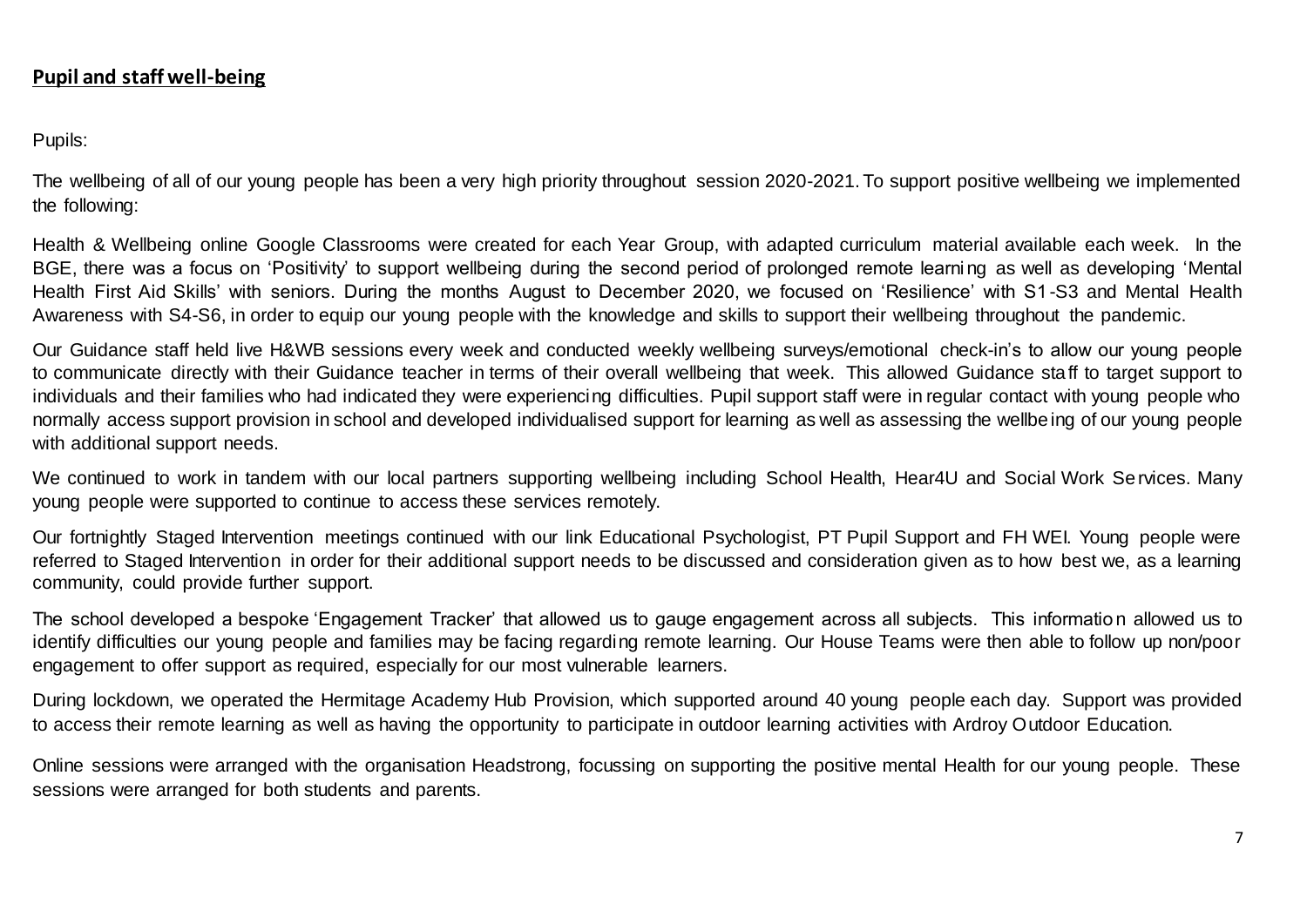## **Pupil and staff well-being**

Pupils:

The wellbeing of all of our young people has been a very high priority throughout session 2020-2021. To support positive wellbeing we implemented the following:

Health & Wellbeing online Google Classrooms were created for each Year Group, with adapted curriculum material available each week. In the BGE, there was a focus on 'Positivity' to support wellbeing during the second period of prolonged remote learning as well as developing 'Mental Health First Aid Skills' with seniors. During the months August to December 2020, we focused on 'Resilience' with S1-S3 and Mental Health Awareness with S4-S6, in order to equip our young people with the knowledge and skills to support their wellbeing throughout the pandemic.

Our Guidance staff held live H&WB sessions every week and conducted weekly wellbeing surveys/emotional check-in's to allow our young people to communicate directly with their Guidance teacher in terms of their overall wellbeing that week. This allowed Guidance staff to target support to individuals and their families who had indicated they were experiencing difficulties. Pupil support staff were in regular contact with young people who normally access support provision in school and developed individualised support for learning as well as assessing the wellbeing of our young people with additional support needs.

We continued to work in tandem with our local partners supporting wellbeing including School Health, Hear4U and Social Work Services. Many young people were supported to continue to access these services remotely.

Our fortnightly Staged Intervention meetings continued with our link Educational Psychologist, PT Pupil Support and FH WEI. Young people were referred to Staged Intervention in order for their additional support needs to be discussed and consideration given as to how best we, as a learning community, could provide further support.

The school developed a bespoke 'Engagement Tracker' that allowed us to gauge engagement across all subjects. This information allowed us to identify difficulties our young people and families may be facing regarding remote learning. Our House Teams were then able to follow up non/poor engagement to offer support as required, especially for our most vulnerable learners.

During lockdown, we operated the Hermitage Academy Hub Provision, which supported around 40 young people each day. Support was provided to access their remote learning as well as having the opportunity to participate in outdoor learning activities with Ardroy Outdoor Education.

Online sessions were arranged with the organisation Headstrong, focussing on supporting the positive mental Health for our young people. These sessions were arranged for both students and parents.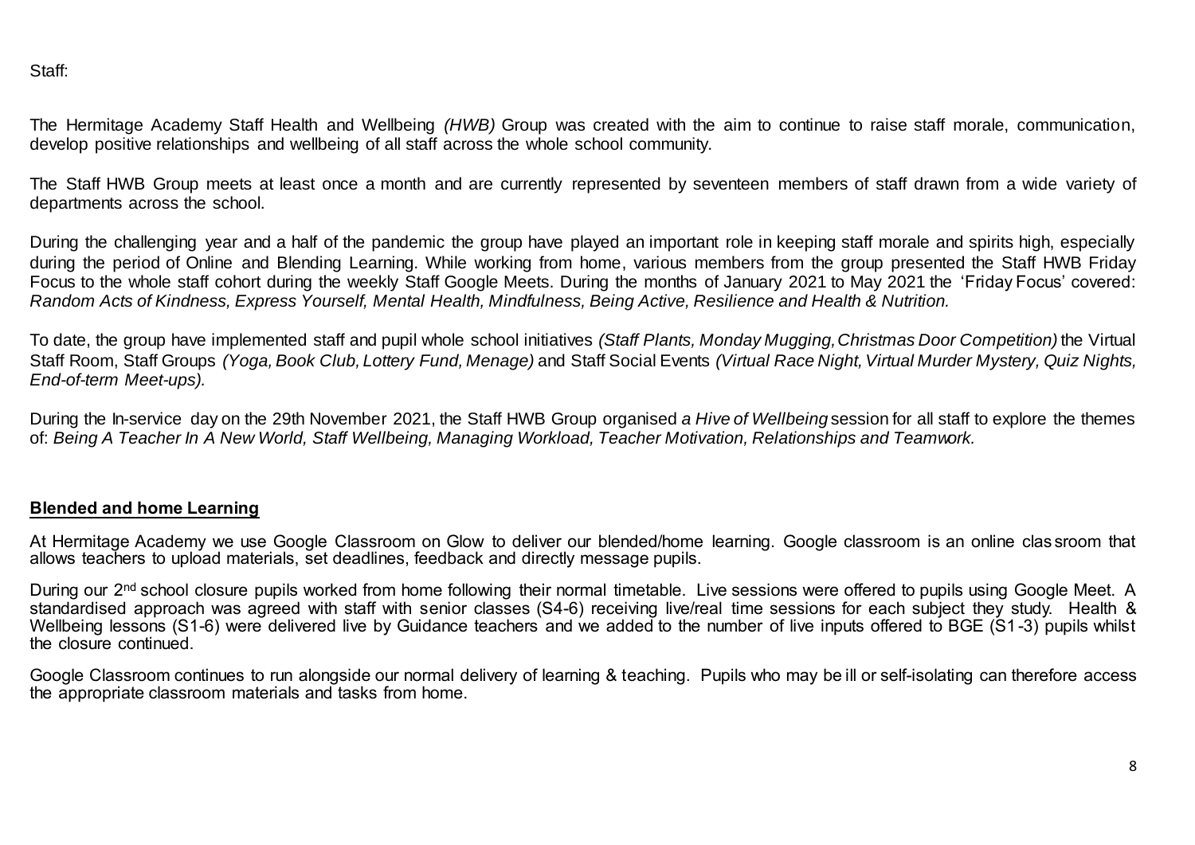Staff:

The Hermitage Academy Staff Health and Wellbeing *(HWB)* Group was created with the aim to continue to raise staff morale, communication, develop positive relationships and wellbeing of all staff across the whole school community.

The Staff HWB Group meets at least once a month and are currently represented by seventeen members of staff drawn from a wide variety of departments across the school.

During the challenging year and a half of the pandemic the group have played an important role in keeping staff morale and spirits high, especially during the period of Online and Blending Learning. While working from home, various members from the group presented the Staff HWB Friday Focus to the whole staff cohort during the weekly Staff Google Meets. During the months of January 2021 to May 2021 the 'Friday Focus' covered: *Random Acts of Kindness, Express Yourself, Mental Health, Mindfulness, Being Active, Resilience and Health & Nutrition.*

To date, the group have implemented staff and pupil whole school initiatives *(Staff Plants, Monday Mugging, Christmas Door Competition)* the Virtual Staff Room, Staff Groups *(Yoga, Book Club, Lottery Fund, Menage)* and Staff Social Events *(Virtual Race Night, Virtual Murder Mystery, Quiz Nights, End-of-term Meet-ups).*

During the In-service day on the 29th November 2021, the Staff HWB Group organised *a Hive of Wellbeing* session for all staff to explore the themes of: *Being A Teacher In A New World, Staff Wellbeing, Managing Workload, Teacher Motivation, Relationships and Teamwork.*

## **Blended and home Learning**

At Hermitage Academy we use Google Classroom on Glow to deliver our blended/home learning. Google classroom is an online classroom that allows teachers to upload materials, set deadlines, feedback and directly message pupils.

During our 2nd school closure pupils worked from home following their normal timetable. Live sessions were offered to pupils using Google Meet. A standardised approach was agreed with staff with senior classes (S4-6) receiving live/real time sessions for each subject they study. Health & Wellbeing lessons (S1-6) were delivered live by Guidance teachers and we added to the number of live inputs offered to BGE (S1-3) pupils whilst the closure continued.

Google Classroom continues to run alongside our normal delivery of learning & teaching. Pupils who may be ill or self-isolating can therefore access the appropriate classroom materials and tasks from home.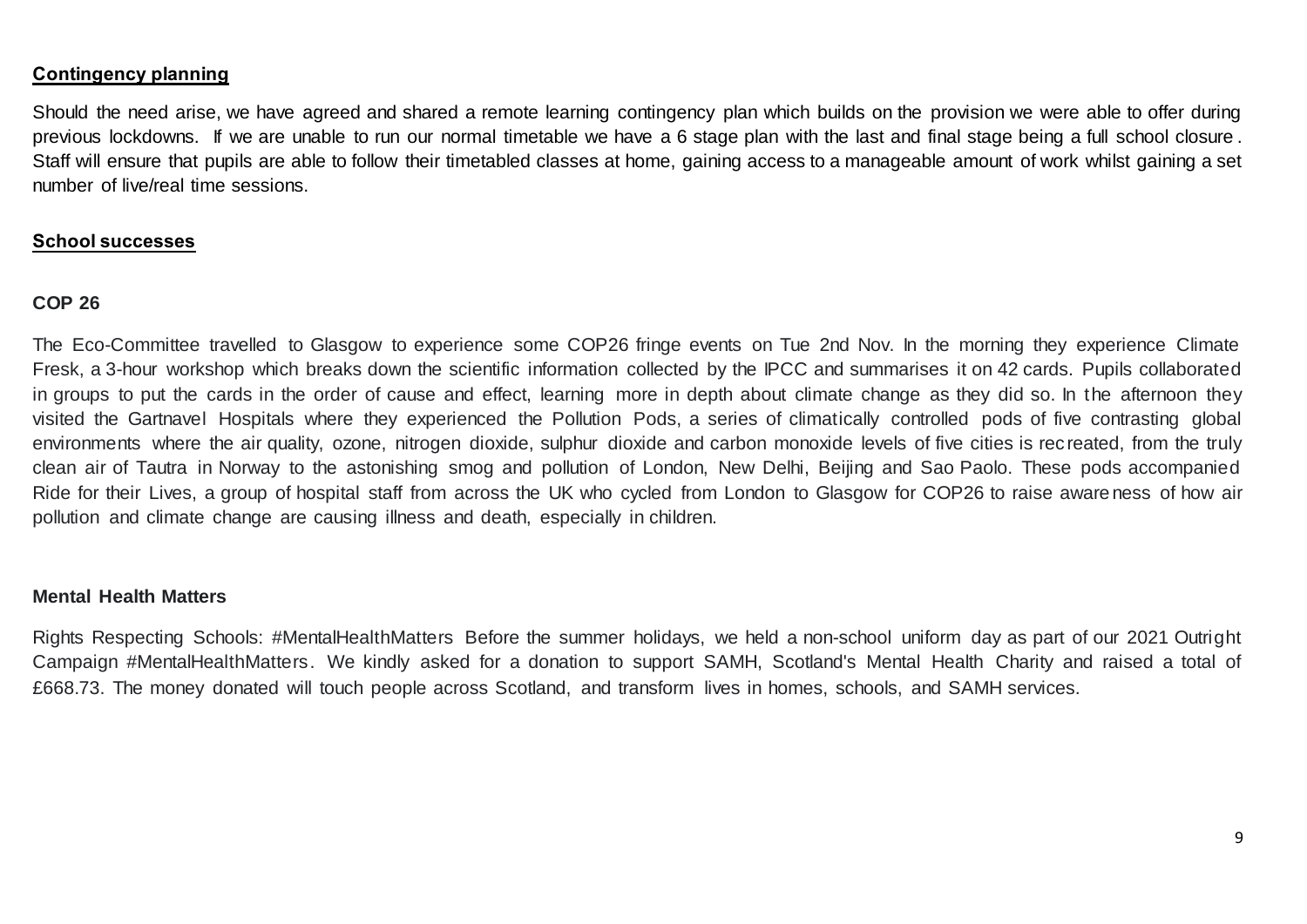## Contingency planning

Should the need arise, we have agreed and shared a remote learning contingency plan which builds on the provision we were able to offer during previous lockdowns. If we are unable to run our normal timetable we have a 6 stage plan with the last and final stage being a full school closure. Staff will ensure that pupils are able to follow their timetabled classes at home, gaining access to a manageable amount of work whilst gaining a set number of live/real time sessions.

## School successes

### COP 26

The Eco-Committee travelled to Glasgow to experience some COP26 fringe events on Tue 2nd Nov. In the morning they experience Climate Fresk, a 3-hour workshop which breaks down the scientific information collected by the IPCC and summarises it on 42 cards. Pupils collaborated in groups to put the cards in the order of cause and effect, learning more in depth about climate change as they did so. In the afternoon they visited the Gartnavel Hospitals where they experienced the Pollution Pods, a series of climatically controlled pods of five contrasting global environments where the air quality, ozone, nitrogen dioxide, sulphur dioxide and carbon monoxide levels of five cities is recreated, from the truly clean air of Tautra in Norway to the astonishing smog and pollution of London, New Delhi, Beijing and Sao Paolo. These pods accompanied Ride for their Lives, a group of hospital staff from across the UK who cycled from London to Glasgow for COP26 to raise awareness of how air pollution and climate change are causing illness and death, especially in children.

### Mental Health Matters

Rights Respecting Schools: #MentalHealthMatters Before the summer holidays, we held a non-school uniform day as part of our 2021 Outright Campaign #MentalHealthMatters. We kindly asked for a donation to support SAMH, Scotland's Mental Health Charity and raised a total of £668.73. The money donated will touch people across Scotland, and transform lives in homes, schools, and SAMH services.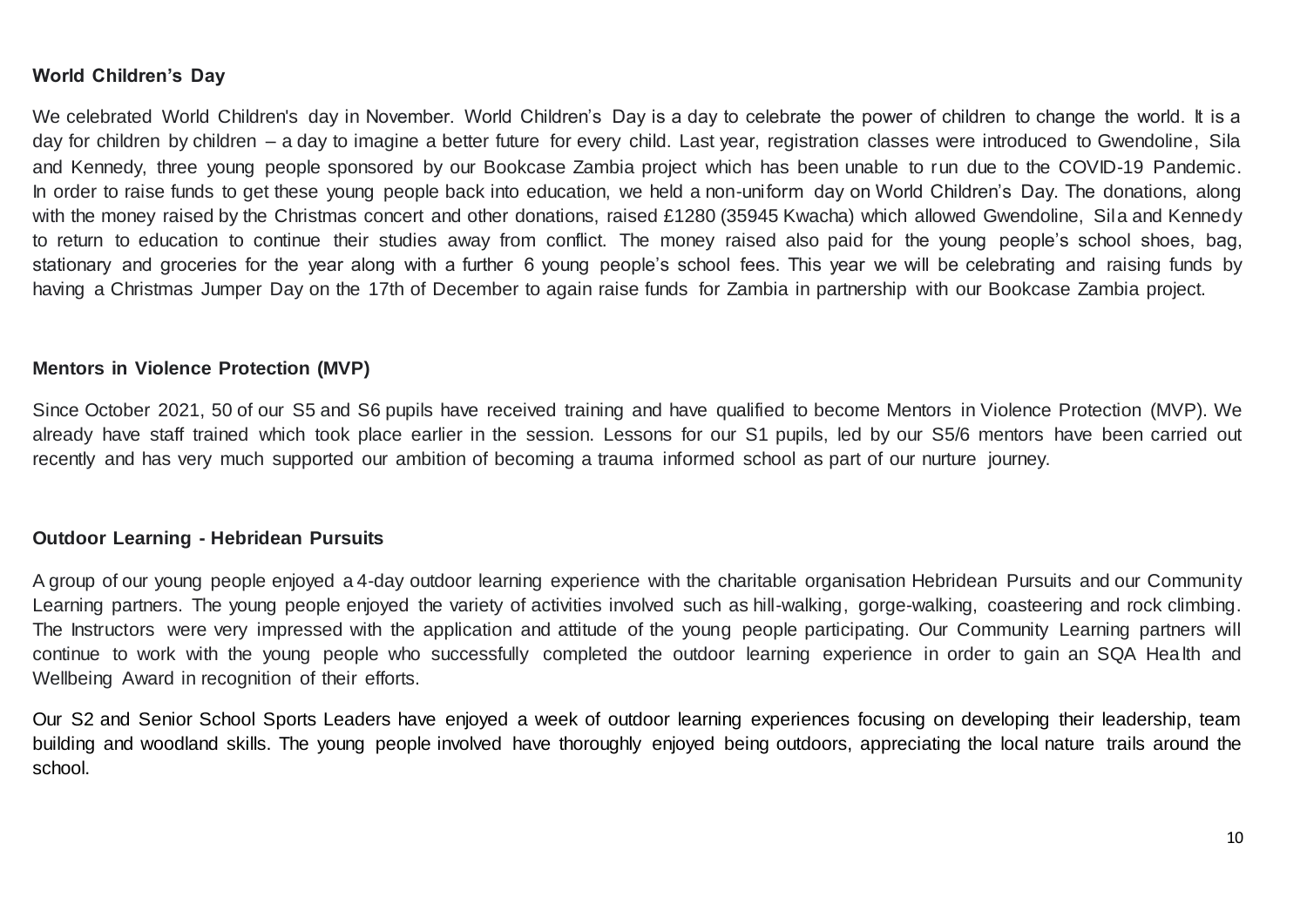**World Children's Day**

We celebrated World Children's day in November. World Children's Day is a day to celebrate the power of children to change the world. It is a day for children by children – a day to imagine a better future for every child. Last year, registration classes were introduced to Gwendoline, Sila and Kennedy, three young people sponsored by our Bookcase Zambia project which has been unable to run due to the COVID-19 Pandemic. In order to raise funds to get these young people back into education, we held a non-uniform day on World Children's Day. The donations, along with the money raised by the Christmas concert and other donations, raised £1280 (35945 Kwacha) which allowed Gwendoline, Sila and Kennedy to return to education to continue their studies away from conflict. The money raised also paid for the young people's school shoes, bag, stationary and groceries for the year along with a further 6 young people's school fees. This year we will be celebrating and raising funds by having a Christmas Jumper Day on the 17th of December to again raise funds for Zambia in partnership with our Bookcase Zambia project.

**Mentors in Violence Protection (MVP)**

Since October 2021, 50 of our S5 and S6 pupils have received training and have qualified to become Mentors in Violence Protection (MVP). We already have staff trained which took place earlier in the session. Lessons for our S1 pupils, led by our S5/6 mentors have been carried out recently and has very much supported our ambition of becoming a trauma informed school as part of our nurture journey.

**Outdoor Learning - Hebridean Pursuits**

A group of our young people enjoyed a 4-day outdoor learning experience with the charitable organisation Hebridean Pursuits and our Community Learning partners. The young people enjoyed the variety of activities involved such as hill-walking, gorge-walking, coasteering and rock climbing. The Instructors were very impressed with the application and attitude of the young people participating. Our Community Learning partners will continue to work with the young people who successfully completed the outdoor learning experience in order to gain an SQA Health and Wellbeing Award in recognition of their efforts.

Our S2 and Senior School Sports Leaders have enjoyed a week of outdoor learning experiences focusing on developing their leadership, team building and woodland skills. The young people involved have thoroughly enjoyed being outdoors, appreciating the local nature trails around the school.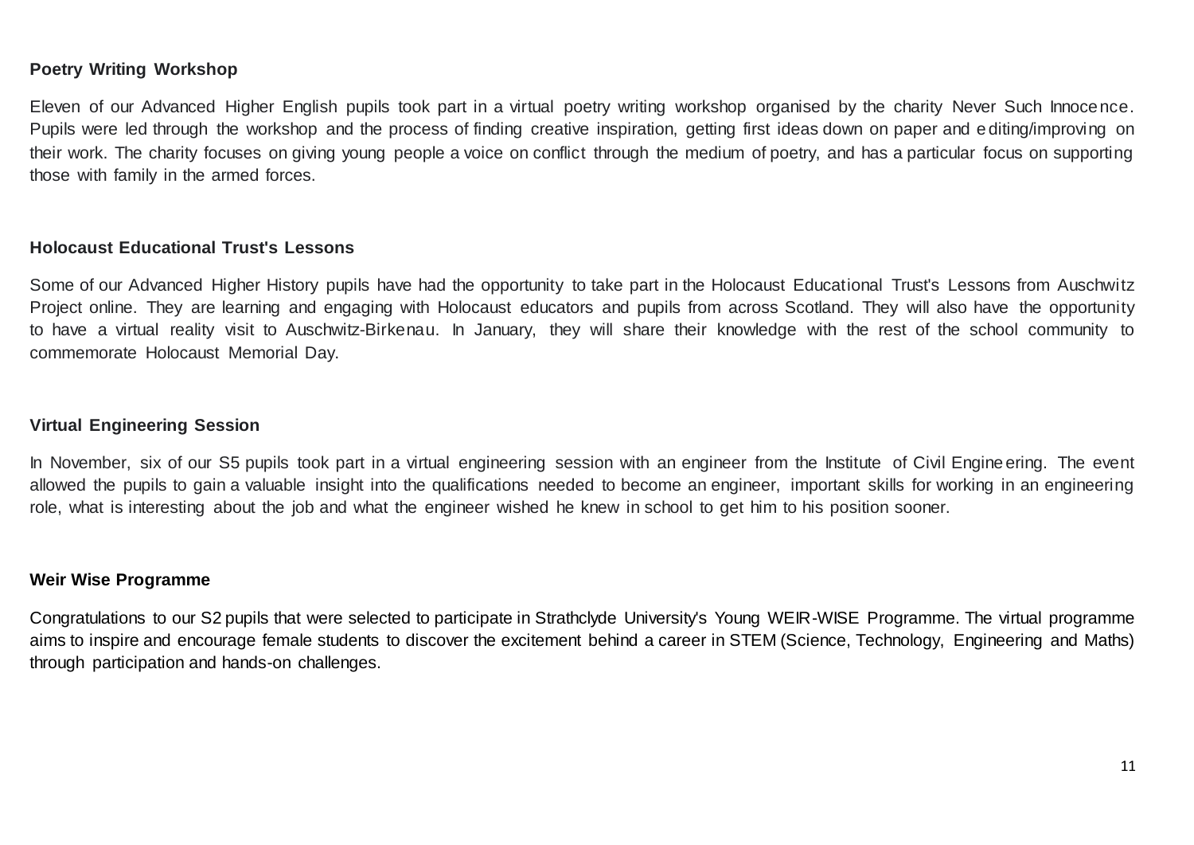**Poetry Writing Workshop**

Eleven of our Advanced Higher English pupils took part in a virtual poetry writing workshop organised by the charity Never Such Innocence. Pupils were led through the workshop and the process of finding creative inspiration, getting first ideas down on paper and editing/improving on their work. The charity focuses on giving young people a voice on conflict through the medium of poetry, and has a particular focus on supporting those with family in the armed forces.

**Holocaust Educational Trust's Lessons**

Some of our Advanced Higher History pupils have had the opportunity to take part in the Holocaust Educational Trust's Lessons from Auschwitz Project online. They are learning and engaging with Holocaust educators and pupils from across Scotland. They will also have the opportunity to have a virtual reality visit to Auschwitz-Birkenau. In January, they will share their knowledge with the rest of the school community to commemorate Holocaust Memorial Day.

**Virtual Engineering Session**

In November, six of our S5 pupils took part in a virtual engineering session with an engineer from the Institute of Civil Engineering. The event allowed the pupils to gain a valuable insight into the qualifications needed to become an engineer, important skills for working in an engineering role, what is interesting about the job and what the engineer wished he knew in school to get him to his position sooner.

**Weir Wise Programme**

Congratulations to our S2 pupils that were selected to participate in Strathclyde University's Young WEIR-WISE Programme. The virtual programme aims to inspire and encourage female students to discover the excitement behind a career in STEM (Science, Technology, Engineering and Maths) through participation and hands-on challenges.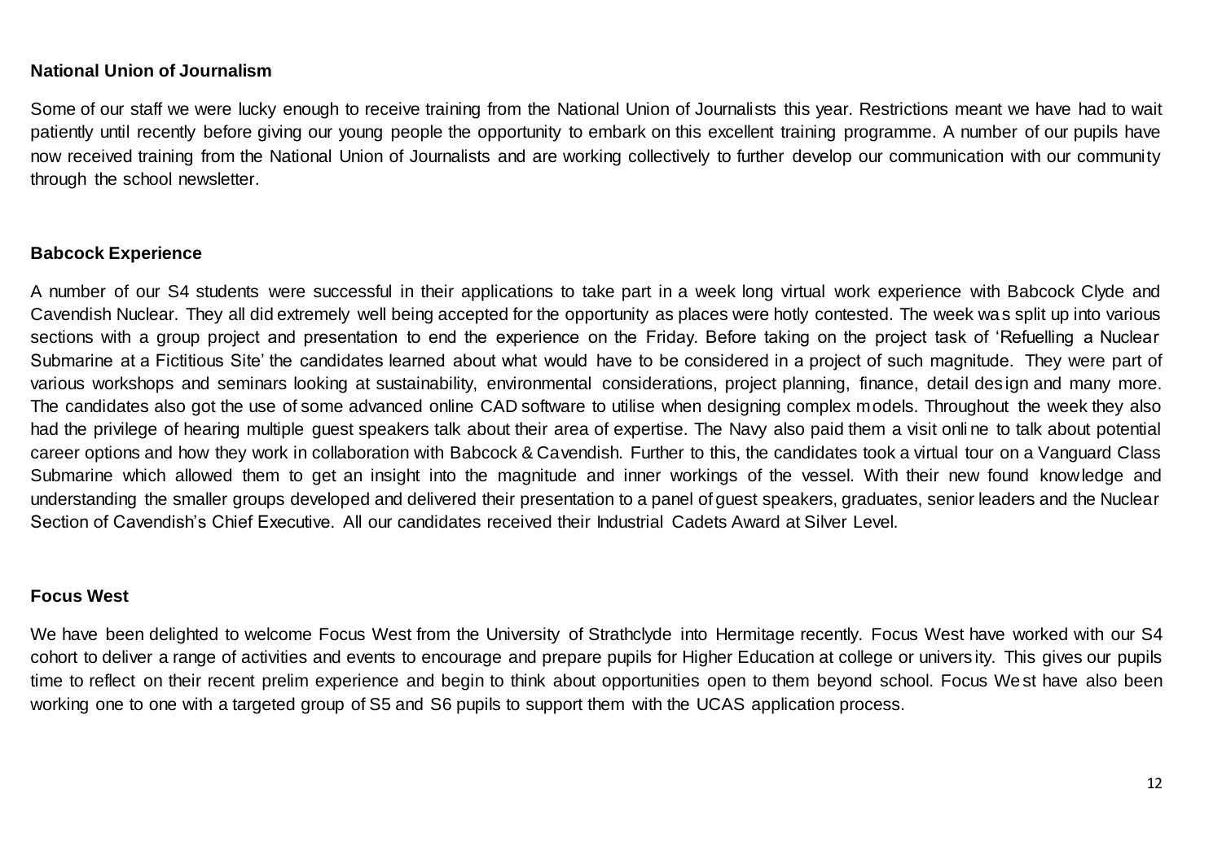**National Union of Journalism**

Some of our staff we were lucky enough to receive training from the National Union of Journalists this year. Restrictions meant we have had to wait patiently until recently before giving our young people the opportunity to embark on this excellent training programme. A number of our pupils have now received training from the National Union of Journalists and are working collectively to further develop our communication with our community through the school newsletter.

**Babcock Experience**

A number of our S4 students were successful in their applications to take part in a week long virtual work experience with Babcock Clyde and Cavendish Nuclear. They all did extremely well being accepted for the opportunity as places were hotly contested. The week was split up into various sections with a group project and presentation to end the experience on the Friday. Before taking on the project task of 'Refuelling a Nuclear Submarine at a Fictitious Site' the candidates learned about what would have to be considered in a project of such magnitude. They were part of various workshops and seminars looking at sustainability, environmental considerations, project planning, finance, detail design and many more. The candidates also got the use of some advanced online CAD software to utilise when designing complex models. Throughout the week they also had the privilege of hearing multiple guest speakers talk about their area of expertise. The Navy also paid them a visit online to talk about potential career options and how they work in collaboration with Babcock & Cavendish. Further to this, the candidates took a virtual tour on a Vanguard Class Submarine which allowed them to get an insight into the magnitude and inner workings of the vessel. With their new found knowledge and understanding the smaller groups developed and delivered their presentation to a panel of guest speakers, graduates, senior leaders and the Nuclear Section of Cavendish's Chief Executive. All our candidates received their Industrial Cadets Award at Silver Level.

**Focus West**

We have been delighted to welcome Focus West from the University of Strathclyde into Hermitage recently. Focus West have worked with our S4 cohort to deliver a range of activities and events to encourage and prepare pupils for Higher Education at college or university. This gives our pupils time to reflect on their recent prelim experience and begin to think about opportunities open to them beyond school. Focus West have also been working one to one with a targeted group of S5 and S6 pupils to support them with the UCAS application process.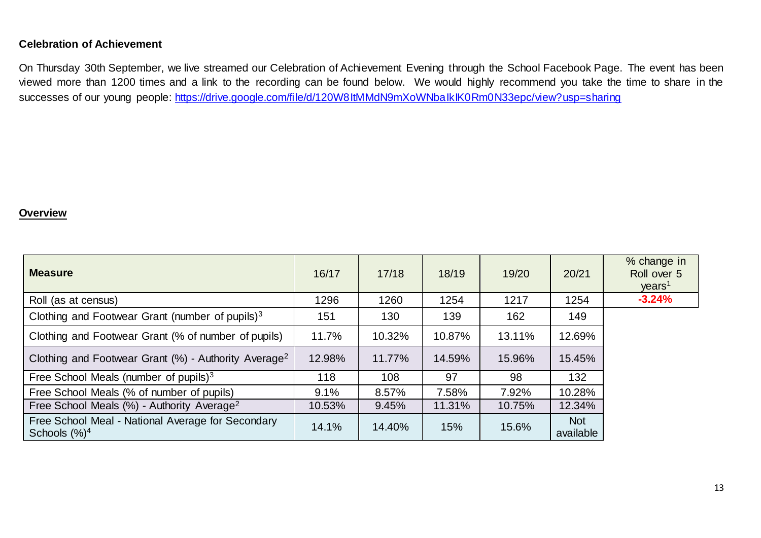**Celebration of Achievement**

On Thursday 30th September, we live streamed our Celebration of Achievement Evening through the School Facebook Page. The event has been viewed more than 1200 times and a link to the recording can be found below. We would highly recommend you take the time to share in the successes of our young people: https://drive.google.com/file/d/120W8ltMMdN9mXoWNbaIkIK0Rm0N33epc/view?usp=sharing

**Overview**

| Measure | 16/17 | 17/18 | 18/19 | 19/20 | 20/21 | % change in Roll over 5 years[1] |
|---|---|---|---|---|---|---|
| Roll (as at census) | 1296 | 1260 | 1254 | 1217 | 1254 | **-3.24%** |
| Clothing and Footwear Grant (number of pupils)[3] | 151 | 130 | 139 | 162 | 149 | |
| Clothing and Footwear Grant (% of number of pupils) | 11.7% | 10.32% | 10.87% | 13.11% | 12.69% | |
| Clothing and Footwear Grant (%) - Authority Average[2] | 12.98% | 11.77% | 14.59% | 15.96% | 15.45% | |
| Free School Meals (number of pupils)[3] | 118 | 108 | 97 | 98 | 132 | |
| Free School Meals (% of number of pupils) | 9.1% | 8.57% | 7.58% | 7.92% | 10.28% | |
| Free School Meals (%) - Authority Average[2] | 10.53% | 9.45% | 11.31% | 10.75% | 12.34% | |
| Free School Meal - National Average for Secondary Schools (%)[4] | 14.1% | 14.40% | 15% | 15.6% | Not available | |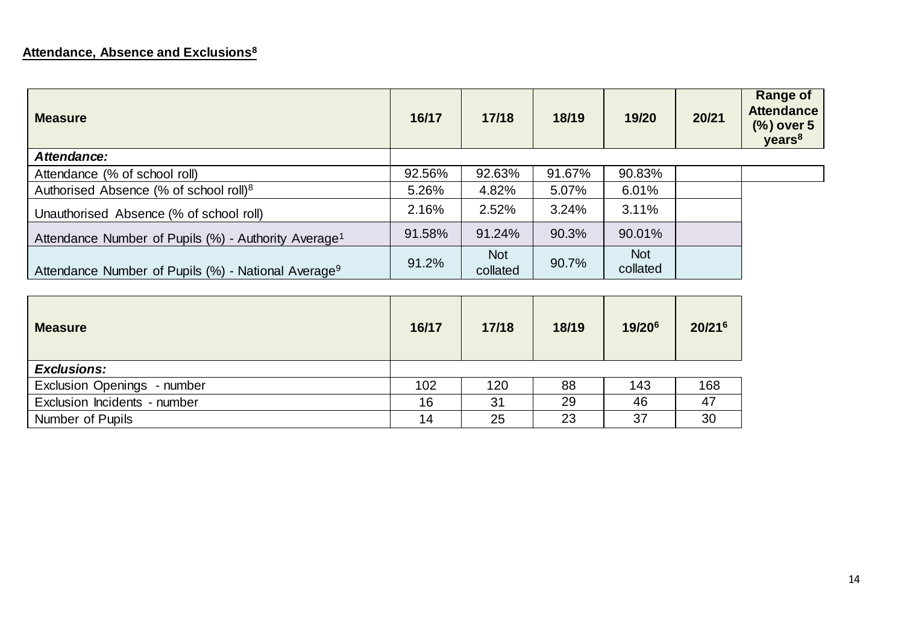**Attendance, Absence and Exclusions[8]**

| Measure | 16/17 | 17/18 | 18/19 | 19/20 | 20/21 | Range of Attendance (%) over 5 years[8] |
|---|---|---|---|---|---|---|
| ***Attendance:*** | | | | | | |
| Attendance (% of school roll) | 92.56% | 92.63% | 91.67% | 90.83% | | |
| Authorised Absence (% of school roll)[8] | 5.26% | 4.82% | 5.07% | 6.01% | | |
| Unauthorised Absence (% of school roll) | 2.16% | 2.52% | 3.24% | 3.11% | | |
| Attendance Number of Pupils (%) - Authority Average[1] | 91.58% | 91.24% | 90.3% | 90.01% | | |
| Attendance Number of Pupils (%) - National Average[9] | 91.2% | Not collated | 90.7% | Not collated | | |

| Measure | 16/17 | 17/18 | 18/19 | 19/20[6] | 20/21[6] |
|---|---|---|---|---|---|
| ***Exclusions:*** | | | | | |
| Exclusion Openings - number | 102 | 120 | 88 | 143 | 168 |
| Exclusion Incidents - number | 16 | 31 | 29 | 46 | 47 |
| Number of Pupils | 14 | 25 | 23 | 37 | 30 |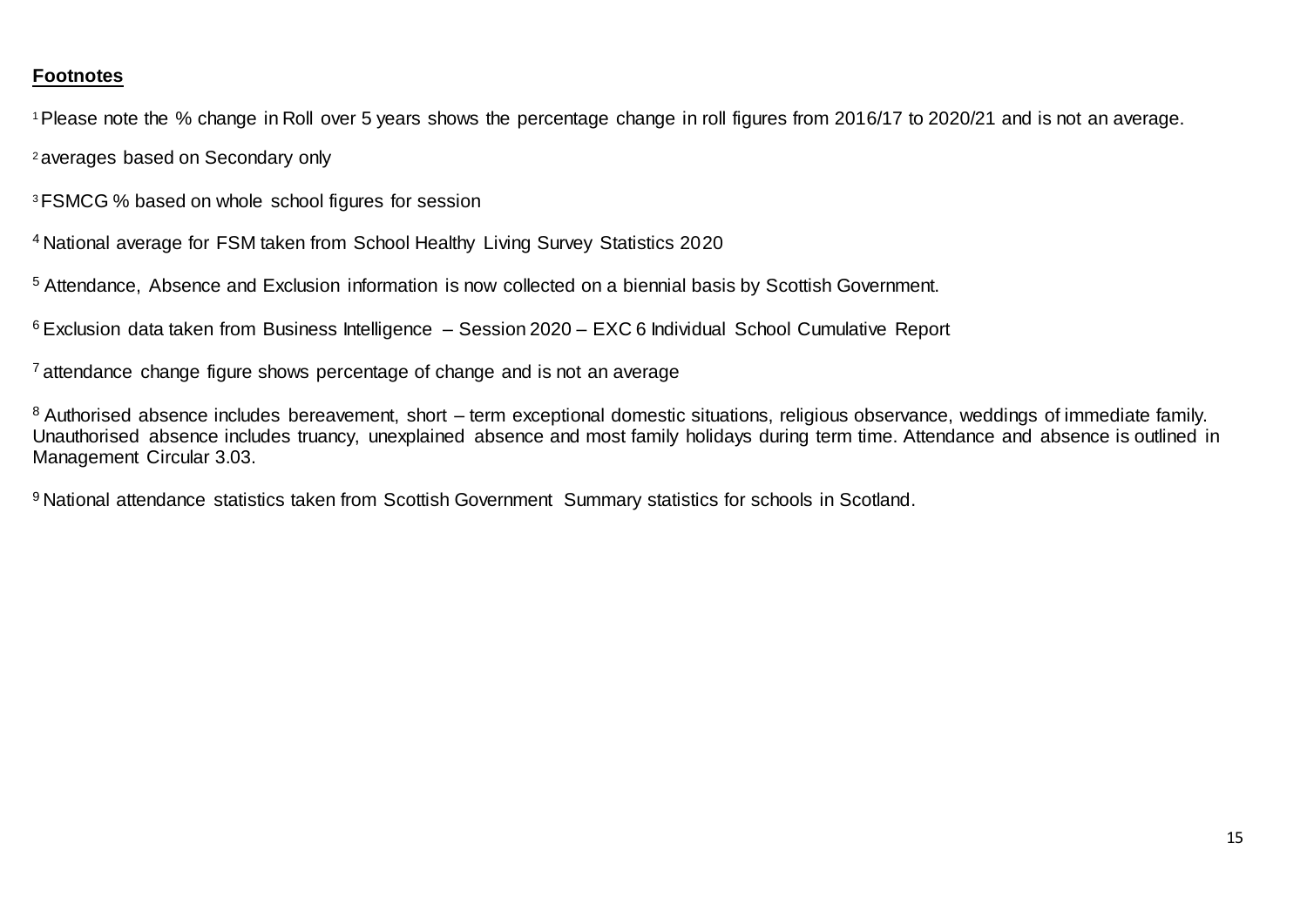**Footnotes**

[1] Please note the % change in Roll over 5 years shows the percentage change in roll figures from 2016/17 to 2020/21 and is not an average.

[2] averages based on Secondary only

[3] FSMCG % based on whole school figures for session

[4] National average for FSM taken from School Healthy Living Survey Statistics 2020

[5] Attendance, Absence and Exclusion information is now collected on a biennial basis by Scottish Government.

[6] Exclusion data taken from Business Intelligence – Session 2020 – EXC 6 Individual School Cumulative Report

[7] attendance change figure shows percentage of change and is not an average

[8] Authorised absence includes bereavement, short – term exceptional domestic situations, religious observance, weddings of immediate family. Unauthorised absence includes truancy, unexplained absence and most family holidays during term time. Attendance and absence is outlined in Management Circular 3.03.

[9] National attendance statistics taken from Scottish Government Summary statistics for schools in Scotland.